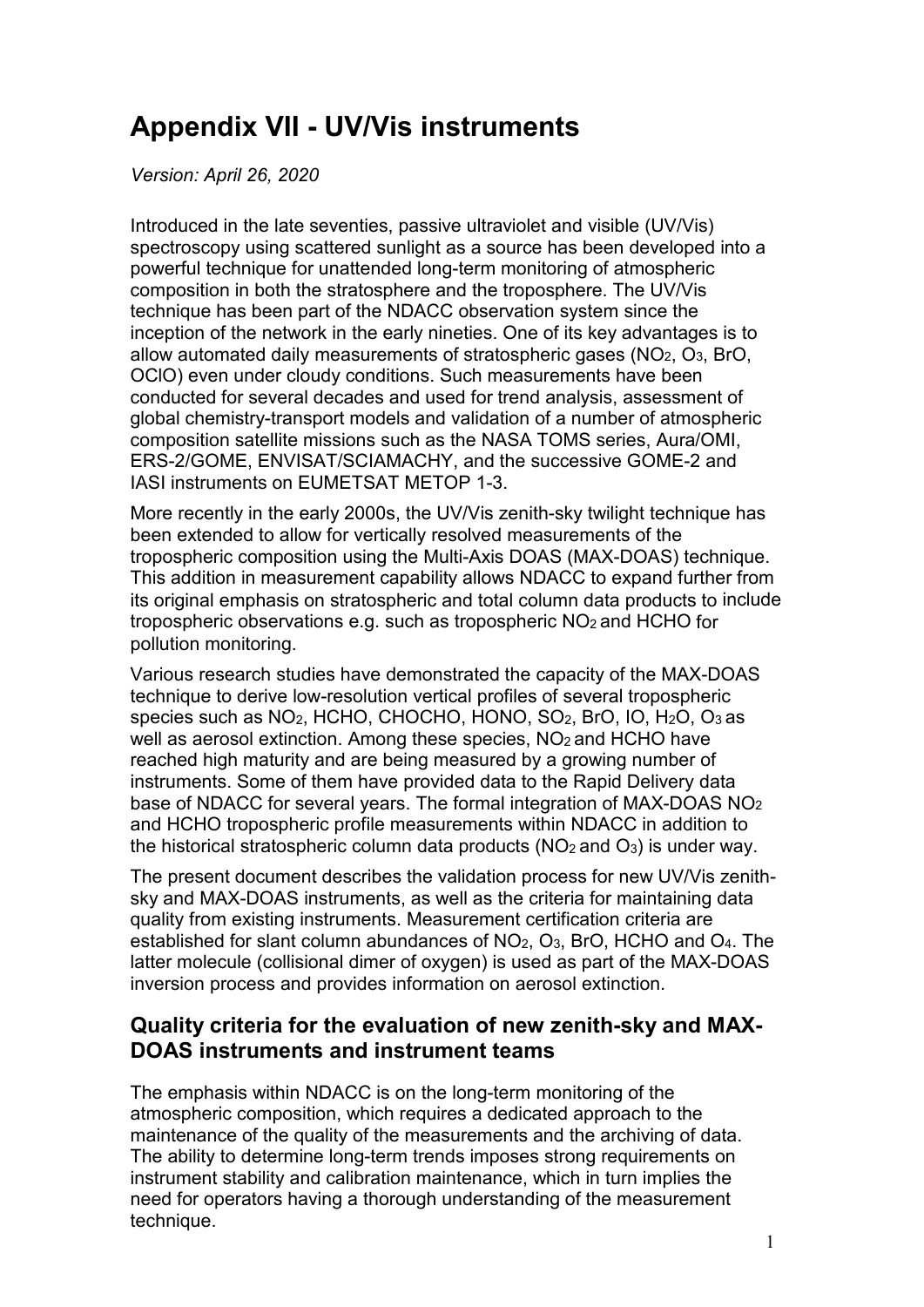# Appendix VII - UV/Vis instruments

*Version: April 26, 2020*

Introduced in the late seventies, passive ultraviolet and visible (UV/Vis) spectroscopy using scattered sunlight as a source has been developed into a powerful technique for unattended long-term monitoring of atmospheric composition in both the stratosphere and the troposphere. The UV/Vis technique has been part of the NDACC observation system since the inception of the network in the early nineties. One of its key advantages is to allow automated daily measurements of stratospheric gases ($NO_2$, $O_3$, BrO, OClO) even under cloudy conditions. Such measurements have been conducted for several decades and used for trend analysis, assessment of global chemistry-transport models and validation of a number of atmospheric composition satellite missions such as the NASA TOMS series, Aura/OMI, ERS-2/GOME, ENVISAT/SCIAMACHY, and the successive GOME-2 and IASI instruments on EUMETSAT METOP 1-3.

More recently in the early 2000s, the UV/Vis zenith-sky twilight technique has been extended to allow for vertically resolved measurements of the tropospheric composition using the Multi-Axis DOAS (MAX-DOAS) technique. This addition in measurement capability allows NDACC to expand further from its original emphasis on stratospheric and total column data products to include tropospheric observations e.g. such as tropospheric $NO_2$ and HCHO for pollution monitoring.

Various research studies have demonstrated the capacity of the MAX-DOAS technique to derive low-resolution vertical profiles of several tropospheric species such as $NO_2$, HCHO, CHOCHO, HONO, $SO_2$, BrO, IO, $H_2O$, $O_3$ as well as aerosol extinction. Among these species, $NO_2$ and HCHO have reached high maturity and are being measured by a growing number of instruments. Some of them have provided data to the Rapid Delivery data base of NDACC for several years. The formal integration of MAX-DOAS $NO_2$ and HCHO tropospheric profile measurements within NDACC in addition to the historical stratospheric column data products ($NO_2$ and $O_3$) is under way.

The present document describes the validation process for new UV/Vis zenith-sky and MAX-DOAS instruments, as well as the criteria for maintaining data quality from existing instruments. Measurement certification criteria are established for slant column abundances of $NO_2$, $O_3$, BrO, HCHO and $O_4$. The latter molecule (collisional dimer of oxygen) is used as part of the MAX-DOAS inversion process and provides information on aerosol extinction.

## Quality criteria for the evaluation of new zenith-sky and MAX-DOAS instruments and instrument teams

The emphasis within NDACC is on the long-term monitoring of the atmospheric composition, which requires a dedicated approach to the maintenance of the quality of the measurements and the archiving of data. The ability to determine long-term trends imposes strong requirements on instrument stability and calibration maintenance, which in turn implies the need for operators having a thorough understanding of the measurement technique.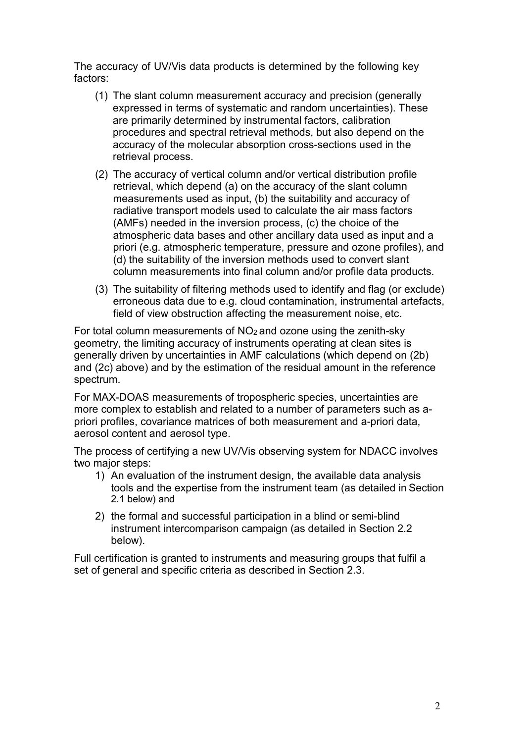The accuracy of UV/Vis data products is determined by the following key factors:

(1) The slant column measurement accuracy and precision (generally expressed in terms of systematic and random uncertainties). These are primarily determined by instrumental factors, calibration procedures and spectral retrieval methods, but also depend on the accuracy of the molecular absorption cross-sections used in the retrieval process.

(2) The accuracy of vertical column and/or vertical distribution profile retrieval, which depend (a) on the accuracy of the slant column measurements used as input, (b) the suitability and accuracy of radiative transport models used to calculate the air mass factors (AMFs) needed in the inversion process, (c) the choice of the atmospheric data bases and other ancillary data used as input and a priori (e.g. atmospheric temperature, pressure and ozone profiles), and (d) the suitability of the inversion methods used to convert slant column measurements into final column and/or profile data products.

(3) The suitability of filtering methods used to identify and flag (or exclude) erroneous data due to e.g. cloud contamination, instrumental artefacts, field of view obstruction affecting the measurement noise, etc.

For total column measurements of $NO_2$ and ozone using the zenith-sky geometry, the limiting accuracy of instruments operating at clean sites is generally driven by uncertainties in AMF calculations (which depend on (2b) and (2c) above) and by the estimation of the residual amount in the reference spectrum.

For MAX-DOAS measurements of tropospheric species, uncertainties are more complex to establish and related to a number of parameters such as a-priori profiles, covariance matrices of both measurement and a-priori data, aerosol content and aerosol type.

The process of certifying a new UV/Vis observing system for NDACC involves two major steps:

1) An evaluation of the instrument design, the available data analysis tools and the expertise from the instrument team (as detailed in Section 2.1 below) and
2) the formal and successful participation in a blind or semi-blind instrument intercomparison campaign (as detailed in Section 2.2 below).

Full certification is granted to instruments and measuring groups that fulfil a set of general and specific criteria as described in Section 2.3.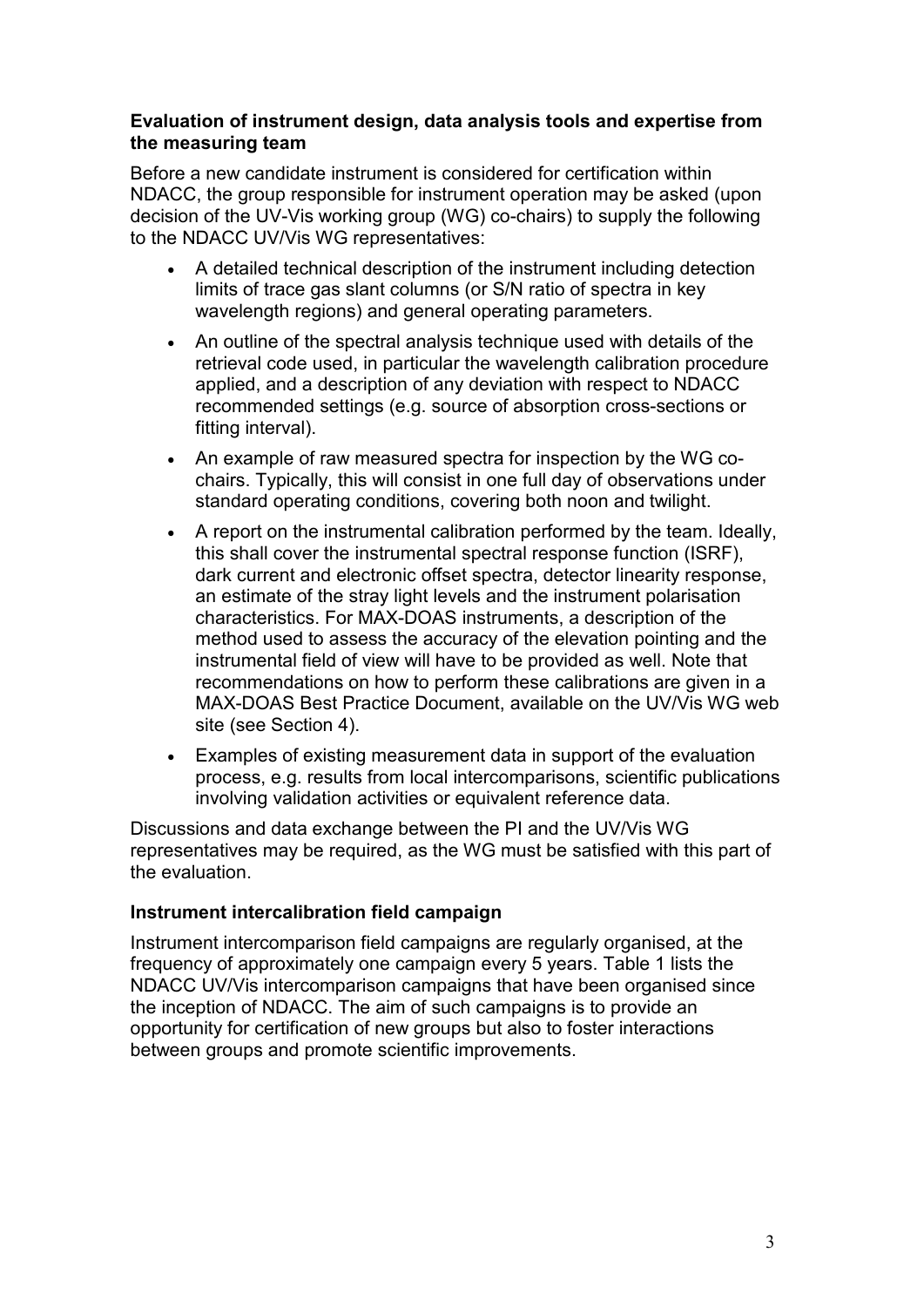**Evaluation of instrument design, data analysis tools and expertise from the measuring team**

Before a new candidate instrument is considered for certification within NDACC, the group responsible for instrument operation may be asked (upon decision of the UV-Vis working group (WG) co-chairs) to supply the following to the NDACC UV/Vis WG representatives:

- A detailed technical description of the instrument including detection limits of trace gas slant columns (or S/N ratio of spectra in key wavelength regions) and general operating parameters.
- An outline of the spectral analysis technique used with details of the retrieval code used, in particular the wavelength calibration procedure applied, and a description of any deviation with respect to NDACC recommended settings (e.g. source of absorption cross-sections or fitting interval).
- An example of raw measured spectra for inspection by the WG co-chairs. Typically, this will consist in one full day of observations under standard operating conditions, covering both noon and twilight.
- A report on the instrumental calibration performed by the team. Ideally, this shall cover the instrumental spectral response function (ISRF), dark current and electronic offset spectra, detector linearity response, an estimate of the stray light levels and the instrument polarisation characteristics. For MAX-DOAS instruments, a description of the method used to assess the accuracy of the elevation pointing and the instrumental field of view will have to be provided as well. Note that recommendations on how to perform these calibrations are given in a MAX-DOAS Best Practice Document, available on the UV/Vis WG web site (see Section 4).
- Examples of existing measurement data in support of the evaluation process, e.g. results from local intercomparisons, scientific publications involving validation activities or equivalent reference data.

Discussions and data exchange between the PI and the UV/Vis WG representatives may be required, as the WG must be satisfied with this part of the evaluation.

**Instrument intercalibration field campaign**

Instrument intercomparison field campaigns are regularly organised, at the frequency of approximately one campaign every 5 years. Table 1 lists the NDACC UV/Vis intercomparison campaigns that have been organised since the inception of NDACC. The aim of such campaigns is to provide an opportunity for certification of new groups but also to foster interactions between groups and promote scientific improvements.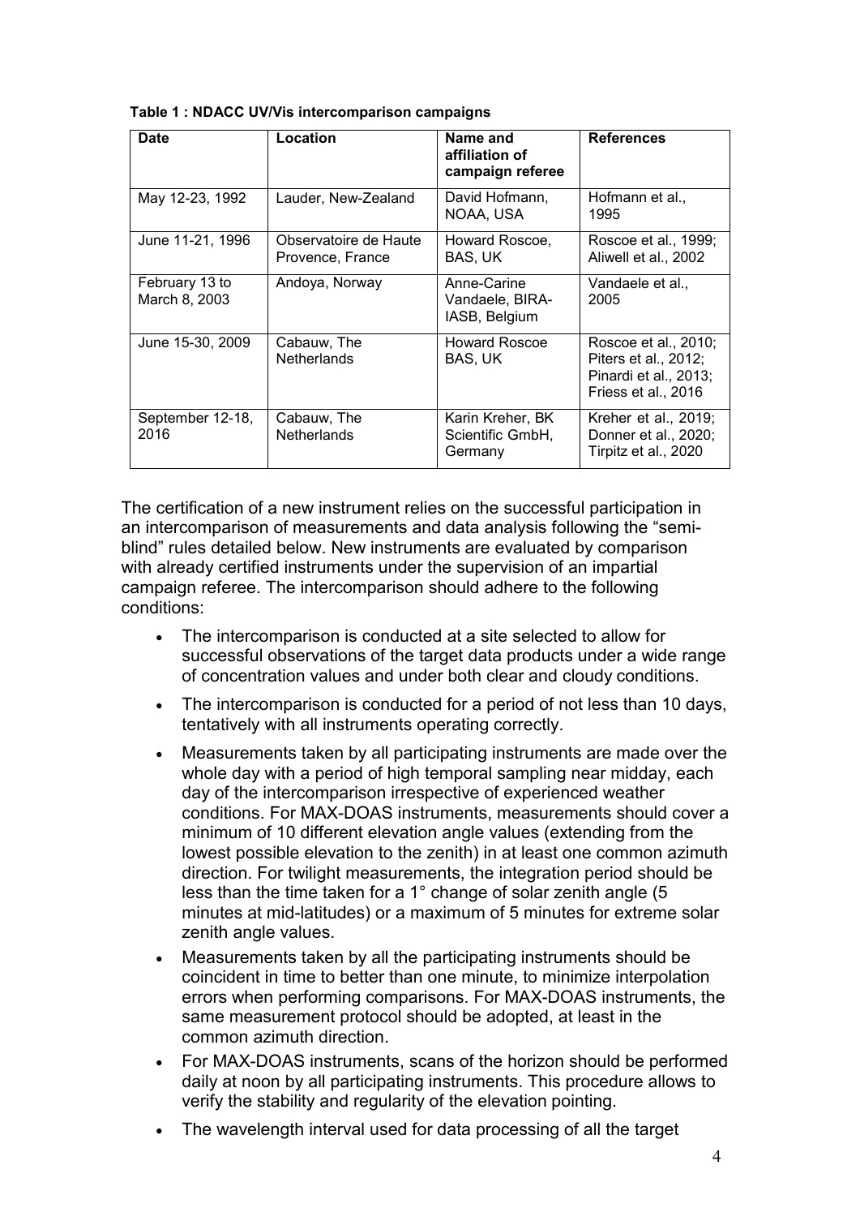**Table 1 : NDACC UV/Vis intercomparison campaigns**

| Date | Location | Name and affiliation of campaign referee | References |
|---|---|---|---|
| May 12-23, 1992 | Lauder, New-Zealand | David Hofmann, NOAA, USA | Hofmann et al., 1995 |
| June 11-21, 1996 | Observatoire de Haute Provence, France | Howard Roscoe, BAS, UK | Roscoe et al., 1999; Aliwell et al., 2002 |
| February 13 to March 8, 2003 | Andoya, Norway | Anne-Carine Vandaele, BIRA-IASB, Belgium | Vandaele et al., 2005 |
| June 15-30, 2009 | Cabauw, The Netherlands | Howard Roscoe BAS, UK | Roscoe et al., 2010; Piters et al., 2012; Pinardi et al., 2013; Friess et al., 2016 |
| September 12-18, 2016 | Cabauw, The Netherlands | Karin Kreher, BK Scientific GmbH, Germany | Kreher et al., 2019; Donner et al., 2020; Tirpitz et al., 2020 |

The certification of a new instrument relies on the successful participation in an intercomparison of measurements and data analysis following the "semi-blind" rules detailed below. New instruments are evaluated by comparison with already certified instruments under the supervision of an impartial campaign referee. The intercomparison should adhere to the following conditions:

- The intercomparison is conducted at a site selected to allow for successful observations of the target data products under a wide range of concentration values and under both clear and cloudy conditions.
- The intercomparison is conducted for a period of not less than 10 days, tentatively with all instruments operating correctly.
- Measurements taken by all participating instruments are made over the whole day with a period of high temporal sampling near midday, each day of the intercomparison irrespective of experienced weather conditions. For MAX-DOAS instruments, measurements should cover a minimum of 10 different elevation angle values (extending from the lowest possible elevation to the zenith) in at least one common azimuth direction. For twilight measurements, the integration period should be less than the time taken for a 1° change of solar zenith angle (5 minutes at mid-latitudes) or a maximum of 5 minutes for extreme solar zenith angle values.
- Measurements taken by all the participating instruments should be coincident in time to better than one minute, to minimize interpolation errors when performing comparisons. For MAX-DOAS instruments, the same measurement protocol should be adopted, at least in the common azimuth direction.
- For MAX-DOAS instruments, scans of the horizon should be performed daily at noon by all participating instruments. This procedure allows to verify the stability and regularity of the elevation pointing.
- The wavelength interval used for data processing of all the target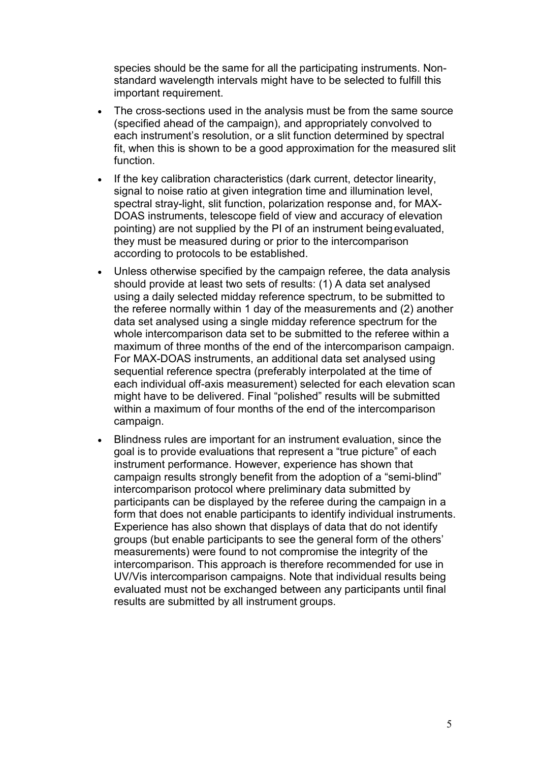species should be the same for all the participating instruments. Non-standard wavelength intervals might have to be selected to fulfill this important requirement.

- The cross-sections used in the analysis must be from the same source (specified ahead of the campaign), and appropriately convolved to each instrument's resolution, or a slit function determined by spectral fit, when this is shown to be a good approximation for the measured slit function.
- If the key calibration characteristics (dark current, detector linearity, signal to noise ratio at given integration time and illumination level, spectral stray-light, slit function, polarization response and, for MAX-DOAS instruments, telescope field of view and accuracy of elevation pointing) are not supplied by the PI of an instrument being evaluated, they must be measured during or prior to the intercomparison according to protocols to be established.
- Unless otherwise specified by the campaign referee, the data analysis should provide at least two sets of results: (1) A data set analysed using a daily selected midday reference spectrum, to be submitted to the referee normally within 1 day of the measurements and (2) another data set analysed using a single midday reference spectrum for the whole intercomparison data set to be submitted to the referee within a maximum of three months of the end of the intercomparison campaign. For MAX-DOAS instruments, an additional data set analysed using sequential reference spectra (preferably interpolated at the time of each individual off-axis measurement) selected for each elevation scan might have to be delivered. Final "polished" results will be submitted within a maximum of four months of the end of the intercomparison campaign.
- Blindness rules are important for an instrument evaluation, since the goal is to provide evaluations that represent a "true picture" of each instrument performance. However, experience has shown that campaign results strongly benefit from the adoption of a "semi-blind" intercomparison protocol where preliminary data submitted by participants can be displayed by the referee during the campaign in a form that does not enable participants to identify individual instruments. Experience has also shown that displays of data that do not identify groups (but enable participants to see the general form of the others' measurements) were found to not compromise the integrity of the intercomparison. This approach is therefore recommended for use in UV/Vis intercomparison campaigns. Note that individual results being evaluated must not be exchanged between any participants until final results are submitted by all instrument groups.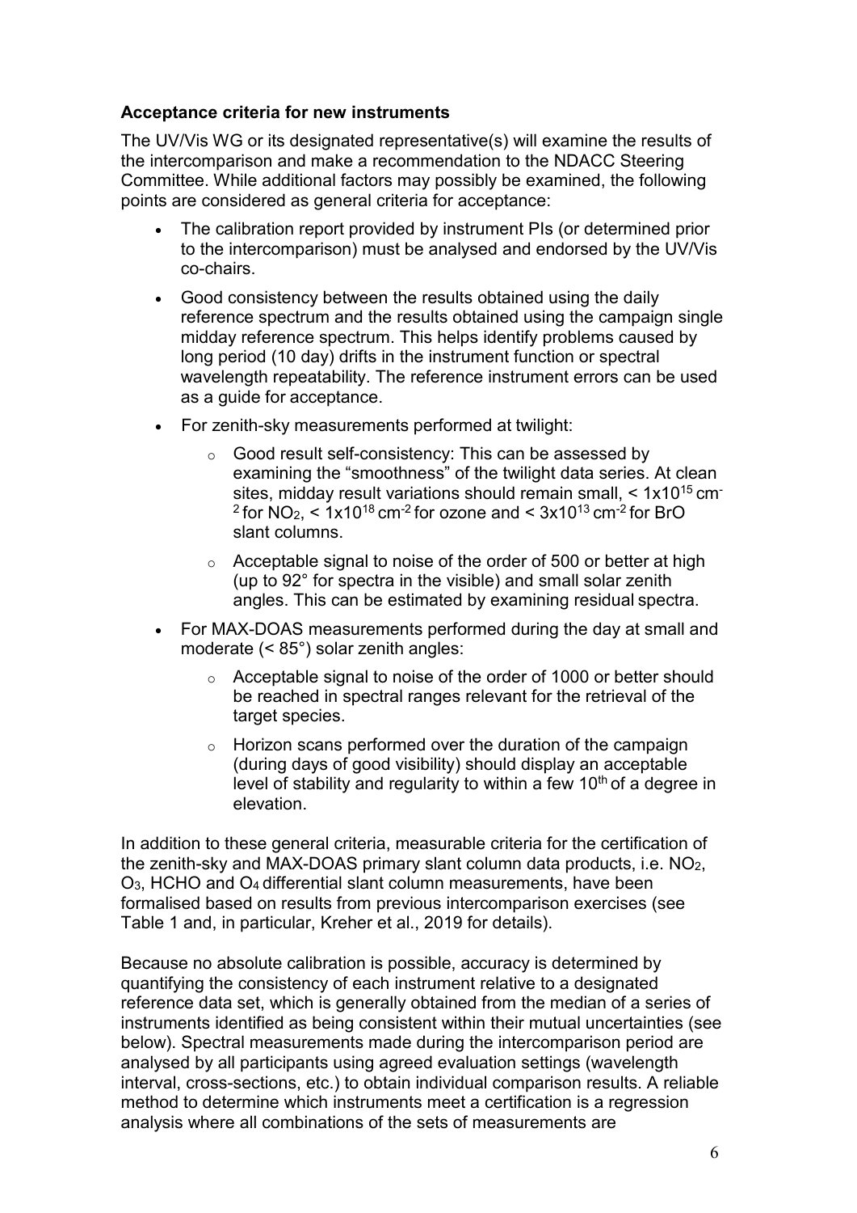### Acceptance criteria for new instruments

The UV/Vis WG or its designated representative(s) will examine the results of the intercomparison and make a recommendation to the NDACC Steering Committee. While additional factors may possibly be examined, the following points are considered as general criteria for acceptance:

- The calibration report provided by instrument PIs (or determined prior to the intercomparison) must be analysed and endorsed by the UV/Vis co-chairs.
- Good consistency between the results obtained using the daily reference spectrum and the results obtained using the campaign single midday reference spectrum. This helps identify problems caused by long period (10 day) drifts in the instrument function or spectral wavelength repeatability. The reference instrument errors can be used as a guide for acceptance.
- For zenith-sky measurements performed at twilight:
    - Good result self-consistency: This can be assessed by examining the "smoothness" of the twilight data series. At clean sites, midday result variations should remain small, < $1 \times 10^{15}$ cm$^{-2}$ for $NO_2$, < $1 \times 10^{18}$ cm$^{-2}$ for ozone and < $3 \times 10^{13}$ cm$^{-2}$ for BrO slant columns.
    - Acceptable signal to noise of the order of 500 or better at high (up to 92° for spectra in the visible) and small solar zenith angles. This can be estimated by examining residual spectra.
- For MAX-DOAS measurements performed during the day at small and moderate (< 85°) solar zenith angles:
    - Acceptable signal to noise of the order of 1000 or better should be reached in spectral ranges relevant for the retrieval of the target species.
    - Horizon scans performed over the duration of the campaign (during days of good visibility) should display an acceptable level of stability and regularity to within a few 10$^{th}$ of a degree in elevation.

In addition to these general criteria, measurable criteria for the certification of the zenith-sky and MAX-DOAS primary slant column data products, i.e. $NO_2$, $O_3$, HCHO and $O_4$ differential slant column measurements, have been formalised based on results from previous intercomparison exercises (see Table 1 and, in particular, Kreher et al., 2019 for details).

Because no absolute calibration is possible, accuracy is determined by quantifying the consistency of each instrument relative to a designated reference data set, which is generally obtained from the median of a series of instruments identified as being consistent within their mutual uncertainties (see below). Spectral measurements made during the intercomparison period are analysed by all participants using agreed evaluation settings (wavelength interval, cross-sections, etc.) to obtain individual comparison results. A reliable method to determine which instruments meet a certification is a regression analysis where all combinations of the sets of measurements are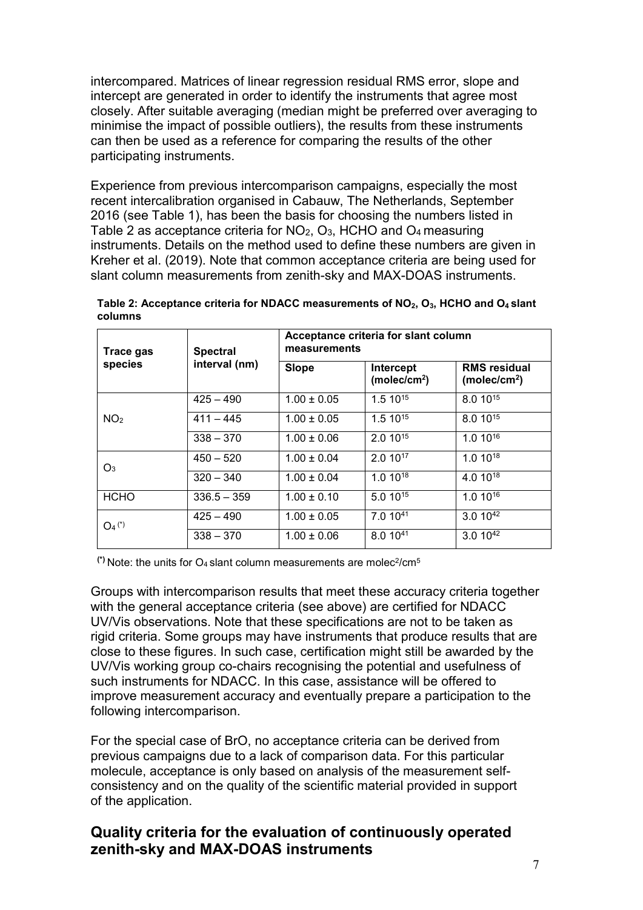intercompared. Matrices of linear regression residual RMS error, slope and intercept are generated in order to identify the instruments that agree most closely. After suitable averaging (median might be preferred over averaging to minimise the impact of possible outliers), the results from these instruments can then be used as a reference for comparing the results of the other participating instruments.

Experience from previous intercomparison campaigns, especially the most recent intercalibration organised in Cabauw, The Netherlands, September 2016 (see Table 1), has been the basis for choosing the numbers listed in Table 2 as acceptance criteria for $NO_2$, $O_3$, HCHO and $O_4$ measuring instruments. Details on the method used to define these numbers are given in Kreher et al. (2019). Note that common acceptance criteria are being used for slant column measurements from zenith-sky and MAX-DOAS instruments.

**Table 2: Acceptance criteria for NDACC measurements of $NO_2$, $O_3$, HCHO and $O_4$ slant columns**

| Trace gas species | Spectral interval (nm) | Acceptance criteria for slant column measurements | | |
|---|---|---|---|---|
| | | **Slope** | **Intercept (molec/cm$^2$)** | **RMS residual (molec/cm$^2$)** |
| $NO_2$ | 425 – 490 | 1.00 ± 0.05 | 1.5 $10^{15}$ | 8.0 $10^{15}$ |
| | 411 – 445 | 1.00 ± 0.05 | 1.5 $10^{15}$ | 8.0 $10^{15}$ |
| | 338 – 370 | 1.00 ± 0.06 | 2.0 $10^{15}$ | 1.0 $10^{16}$ |
| $O_3$ | 450 – 520 | 1.00 ± 0.04 | 2.0 $10^{17}$ | 1.0 $10^{18}$ |
| | 320 – 340 | 1.00 ± 0.04 | 1.0 $10^{18}$ | 4.0 $10^{18}$ |
| HCHO | 336.5 – 359 | 1.00 ± 0.10 | 5.0 $10^{15}$ | 1.0 $10^{16}$ |
| $O_4$ (*) | 425 – 490 | 1.00 ± 0.05 | 7.0 $10^{41}$ | 3.0 $10^{42}$ |
| | 338 – 370 | 1.00 ± 0.06 | 8.0 $10^{41}$ | 3.0 $10^{42}$ |

**(*)** Note: the units for $O_4$ slant column measurements are molec$^2$/cm$^5$

Groups with intercomparison results that meet these accuracy criteria together with the general acceptance criteria (see above) are certified for NDACC UV/Vis observations. Note that these specifications are not to be taken as rigid criteria. Some groups may have instruments that produce results that are close to these figures. In such case, certification might still be awarded by the UV/Vis working group co-chairs recognising the potential and usefulness of such instruments for NDACC. In this case, assistance will be offered to improve measurement accuracy and eventually prepare a participation to the following intercomparison.

For the special case of BrO, no acceptance criteria can be derived from previous campaigns due to a lack of comparison data. For this particular molecule, acceptance is only based on analysis of the measurement self-consistency and on the quality of the scientific material provided in support of the application.

## Quality criteria for the evaluation of continuously operated zenith-sky and MAX-DOAS instruments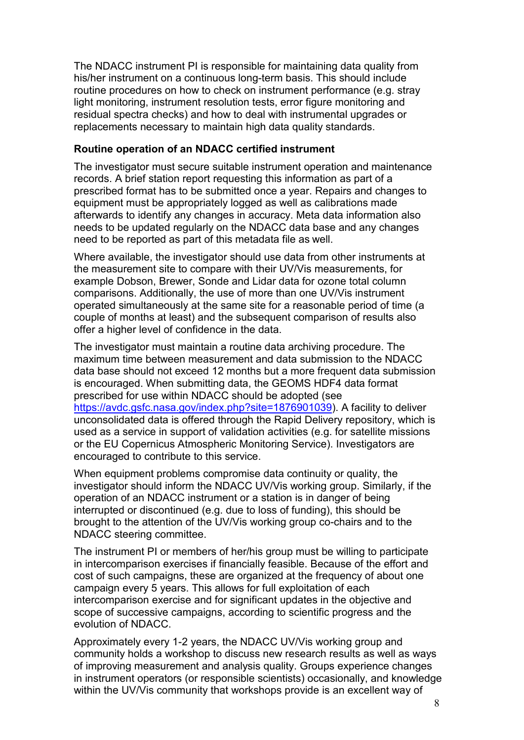The NDACC instrument PI is responsible for maintaining data quality from his/her instrument on a continuous long-term basis. This should include routine procedures on how to check on instrument performance (e.g. stray light monitoring, instrument resolution tests, error figure monitoring and residual spectra checks) and how to deal with instrumental upgrades or replacements necessary to maintain high data quality standards.

**Routine operation of an NDACC certified instrument**

The investigator must secure suitable instrument operation and maintenance records. A brief station report requesting this information as part of a prescribed format has to be submitted once a year. Repairs and changes to equipment must be appropriately logged as well as calibrations made afterwards to identify any changes in accuracy. Meta data information also needs to be updated regularly on the NDACC data base and any changes need to be reported as part of this metadata file as well.

Where available, the investigator should use data from other instruments at the measurement site to compare with their UV/Vis measurements, for example Dobson, Brewer, Sonde and Lidar data for ozone total column comparisons. Additionally, the use of more than one UV/Vis instrument operated simultaneously at the same site for a reasonable period of time (a couple of months at least) and the subsequent comparison of results also offer a higher level of confidence in the data.

The investigator must maintain a routine data archiving procedure. The maximum time between measurement and data submission to the NDACC data base should not exceed 12 months but a more frequent data submission is encouraged. When submitting data, the GEOMS HDF4 data format prescribed for use within NDACC should be adopted (see https://avdc.gsfc.nasa.gov/index.php?site=1876901039). A facility to deliver unconsolidated data is offered through the Rapid Delivery repository, which is used as a service in support of validation activities (e.g. for satellite missions or the EU Copernicus Atmospheric Monitoring Service). Investigators are encouraged to contribute to this service.

When equipment problems compromise data continuity or quality, the investigator should inform the NDACC UV/Vis working group. Similarly, if the operation of an NDACC instrument or a station is in danger of being interrupted or discontinued (e.g. due to loss of funding), this should be brought to the attention of the UV/Vis working group co-chairs and to the NDACC steering committee.

The instrument PI or members of her/his group must be willing to participate in intercomparison exercises if financially feasible. Because of the effort and cost of such campaigns, these are organized at the frequency of about one campaign every 5 years. This allows for full exploitation of each intercomparison exercise and for significant updates in the objective and scope of successive campaigns, according to scientific progress and the evolution of NDACC.

Approximately every 1-2 years, the NDACC UV/Vis working group and community holds a workshop to discuss new research results as well as ways of improving measurement and analysis quality. Groups experience changes in instrument operators (or responsible scientists) occasionally, and knowledge within the UV/Vis community that workshops provide is an excellent way of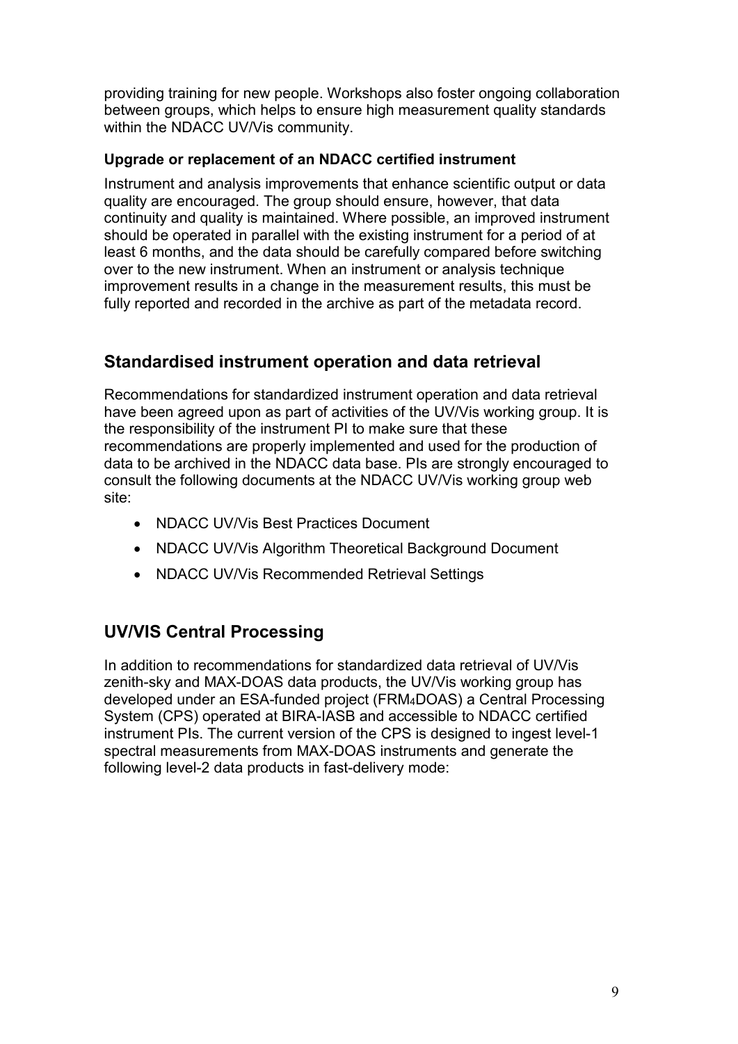providing training for new people. Workshops also foster ongoing collaboration between groups, which helps to ensure high measurement quality standards within the NDACC UV/Vis community.

### Upgrade or replacement of an NDACC certified instrument

Instrument and analysis improvements that enhance scientific output or data quality are encouraged. The group should ensure, however, that data continuity and quality is maintained. Where possible, an improved instrument should be operated in parallel with the existing instrument for a period of at least 6 months, and the data should be carefully compared before switching over to the new instrument. When an instrument or analysis technique improvement results in a change in the measurement results, this must be fully reported and recorded in the archive as part of the metadata record.

## Standardised instrument operation and data retrieval

Recommendations for standardized instrument operation and data retrieval have been agreed upon as part of activities of the UV/Vis working group. It is the responsibility of the instrument PI to make sure that these recommendations are properly implemented and used for the production of data to be archived in the NDACC data base. PIs are strongly encouraged to consult the following documents at the NDACC UV/Vis working group web site:

- NDACC UV/Vis Best Practices Document
- NDACC UV/Vis Algorithm Theoretical Background Document
- NDACC UV/Vis Recommended Retrieval Settings

## UV/VIS Central Processing

In addition to recommendations for standardized data retrieval of UV/Vis zenith-sky and MAX-DOAS data products, the UV/Vis working group has developed under an ESA-funded project ($FRM_4DOAS$) a Central Processing System (CPS) operated at BIRA-IASB and accessible to NDACC certified instrument PIs. The current version of the CPS is designed to ingest level-1 spectral measurements from MAX-DOAS instruments and generate the following level-2 data products in fast-delivery mode: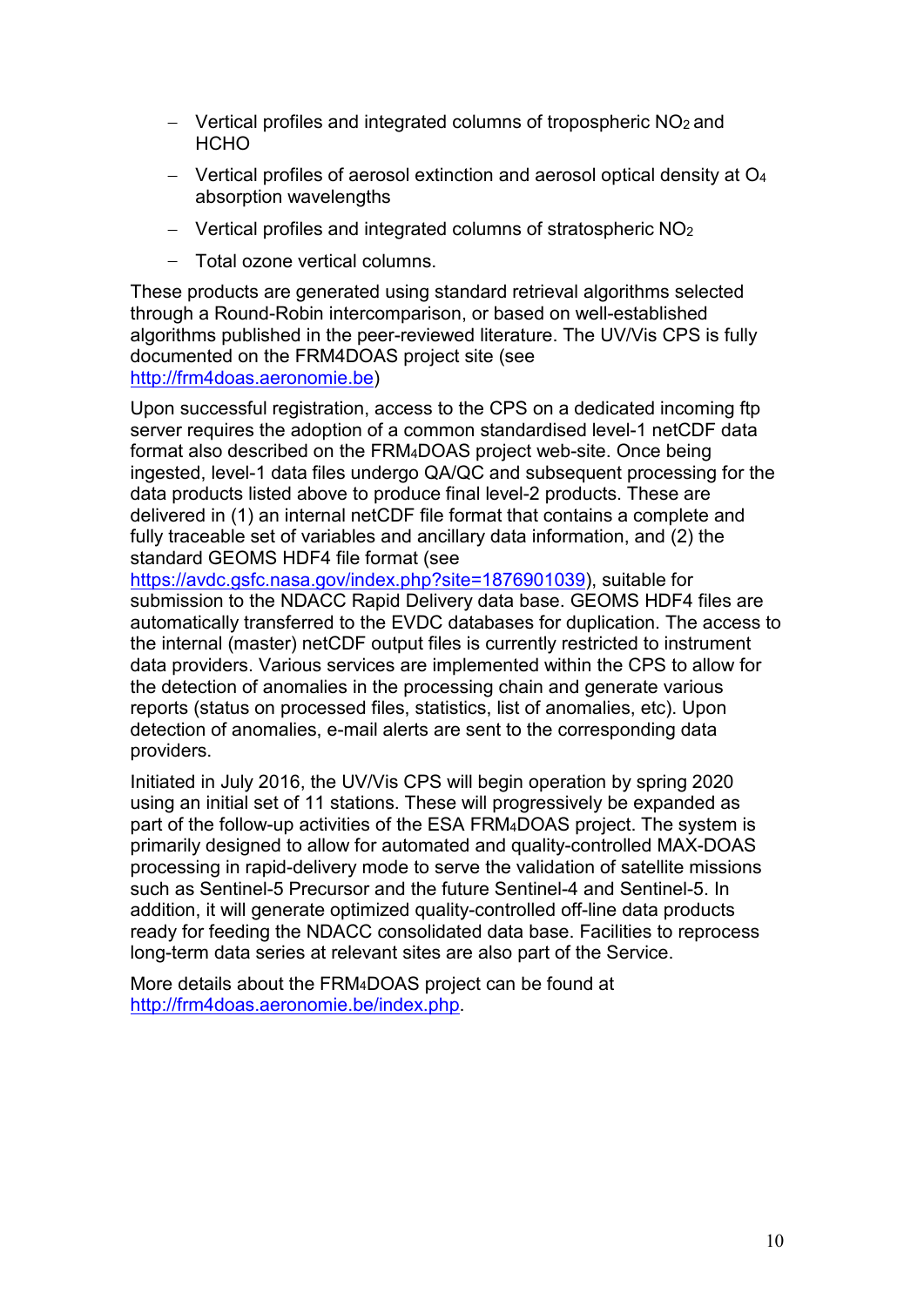- Vertical profiles and integrated columns of tropospheric $NO_2$ and HCHO
- Vertical profiles of aerosol extinction and aerosol optical density at $O_4$ absorption wavelengths
- Vertical profiles and integrated columns of stratospheric $NO_2$
- Total ozone vertical columns.

These products are generated using standard retrieval algorithms selected through a Round-Robin intercomparison, or based on well-established algorithms published in the peer-reviewed literature. The UV/Vis CPS is fully documented on the FRM4DOAS project site (see http://frm4doas.aeronomie.be)

Upon successful registration, access to the CPS on a dedicated incoming ftp server requires the adoption of a common standardised level-1 netCDF data format also described on the FRM$_4$DOAS project web-site. Once being ingested, level-1 data files undergo QA/QC and subsequent processing for the data products listed above to produce final level-2 products. These are delivered in (1) an internal netCDF file format that contains a complete and fully traceable set of variables and ancillary data information, and (2) the standard GEOMS HDF4 file format (see https://avdc.gsfc.nasa.gov/index.php?site=1876901039), suitable for submission to the NDACC Rapid Delivery data base. GEOMS HDF4 files are automatically transferred to the EVDC databases for duplication. The access to the internal (master) netCDF output files is currently restricted to instrument data providers. Various services are implemented within the CPS to allow for the detection of anomalies in the processing chain and generate various reports (status on processed files, statistics, list of anomalies, etc). Upon detection of anomalies, e-mail alerts are sent to the corresponding data providers.

Initiated in July 2016, the UV/Vis CPS will begin operation by spring 2020 using an initial set of 11 stations. These will progressively be expanded as part of the follow-up activities of the ESA FRM$_4$DOAS project. The system is primarily designed to allow for automated and quality-controlled MAX-DOAS processing in rapid-delivery mode to serve the validation of satellite missions such as Sentinel-5 Precursor and the future Sentinel-4 and Sentinel-5. In addition, it will generate optimized quality-controlled off-line data products ready for feeding the NDACC consolidated data base. Facilities to reprocess long-term data series at relevant sites are also part of the Service.

More details about the FRM$_4$DOAS project can be found at http://frm4doas.aeronomie.be/index.php.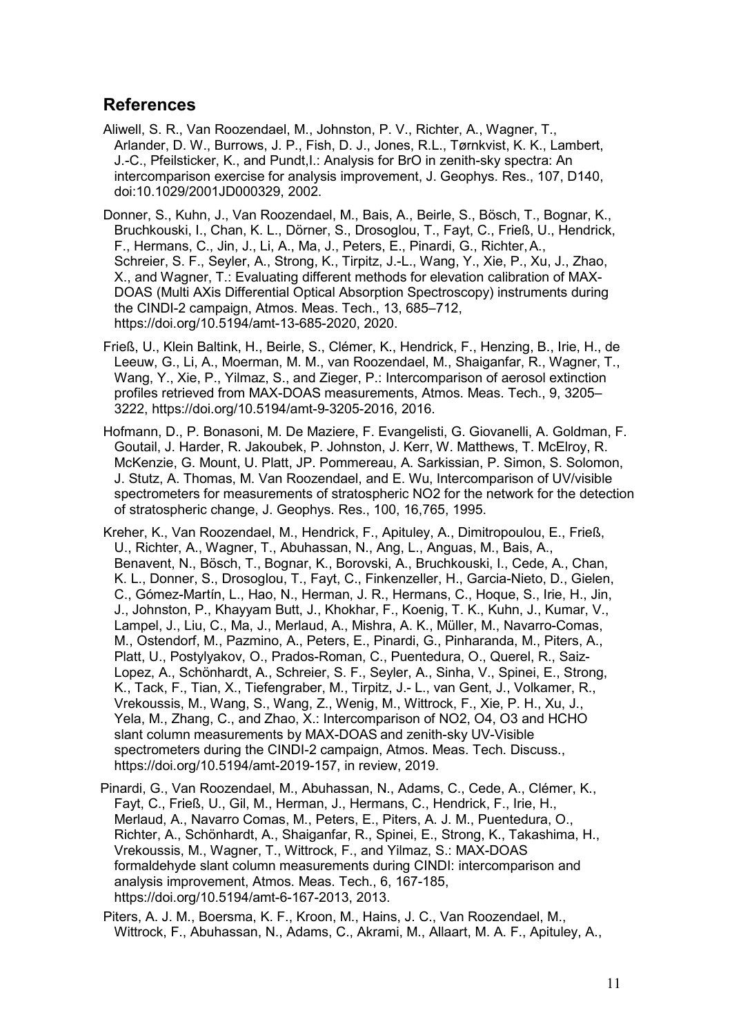## References

Aliwell, S. R., Van Roozendael, M., Johnston, P. V., Richter, A., Wagner, T., Arlander, D. W., Burrows, J. P., Fish, D. J., Jones, R.L., Tørnkvist, K. K., Lambert, J.-C., Pfeilsticker, K., and Pundt,I.: Analysis for BrO in zenith-sky spectra: An intercomparison exercise for analysis improvement, J. Geophys. Res., 107, D140, doi:10.1029/2001JD000329, 2002.

Donner, S., Kuhn, J., Van Roozendael, M., Bais, A., Beirle, S., Bösch, T., Bognar, K., Bruchkouski, I., Chan, K. L., Dörner, S., Drosoglou, T., Fayt, C., Frieß, U., Hendrick, F., Hermans, C., Jin, J., Li, A., Ma, J., Peters, E., Pinardi, G., Richter, A., Schreier, S. F., Seyler, A., Strong, K., Tirpitz, J.-L., Wang, Y., Xie, P., Xu, J., Zhao, X., and Wagner, T.: Evaluating different methods for elevation calibration of MAX-DOAS (Multi AXis Differential Optical Absorption Spectroscopy) instruments during the CINDI-2 campaign, Atmos. Meas. Tech., 13, 685–712, https://doi.org/10.5194/amt-13-685-2020, 2020.

Frieß, U., Klein Baltink, H., Beirle, S., Clémer, K., Hendrick, F., Henzing, B., Irie, H., de Leeuw, G., Li, A., Moerman, M. M., van Roozendael, M., Shaiganfar, R., Wagner, T., Wang, Y., Xie, P., Yilmaz, S., and Zieger, P.: Intercomparison of aerosol extinction profiles retrieved from MAX-DOAS measurements, Atmos. Meas. Tech., 9, 3205–3222, https://doi.org/10.5194/amt-9-3205-2016, 2016.

Hofmann, D., P. Bonasoni, M. De Maziere, F. Evangelisti, G. Giovanelli, A. Goldman, F. Goutail, J. Harder, R. Jakoubek, P. Johnston, J. Kerr, W. Matthews, T. McElroy, R. McKenzie, G. Mount, U. Platt, JP. Pommereau, A. Sarkissian, P. Simon, S. Solomon, J. Stutz, A. Thomas, M. Van Roozendael, and E. Wu, Intercomparison of UV/visible spectrometers for measurements of stratospheric NO2 for the network for the detection of stratospheric change, J. Geophys. Res., 100, 16,765, 1995.

Kreher, K., Van Roozendael, M., Hendrick, F., Apituley, A., Dimitropoulou, E., Frieß, U., Richter, A., Wagner, T., Abuhassan, N., Ang, L., Anguas, M., Bais, A., Benavent, N., Bösch, T., Bognar, K., Borovski, A., Bruchkouski, I., Cede, A., Chan, K. L., Donner, S., Drosoglou, T., Fayt, C., Finkenzeller, H., Garcia-Nieto, D., Gielen, C., Gómez-Martín, L., Hao, N., Herman, J. R., Hermans, C., Hoque, S., Irie, H., Jin, J., Johnston, P., Khayyam Butt, J., Khokhar, F., Koenig, T. K., Kuhn, J., Kumar, V., Lampel, J., Liu, C., Ma, J., Merlaud, A., Mishra, A. K., Müller, M., Navarro-Comas, M., Ostendorf, M., Pazmino, A., Peters, E., Pinardi, G., Pinharanda, M., Piters, A., Platt, U., Postylyakov, O., Prados-Roman, C., Puentedura, O., Querel, R., Saiz-Lopez, A., Schönhardt, A., Schreier, S. F., Seyler, A., Sinha, V., Spinei, E., Strong, K., Tack, F., Tian, X., Tiefengraber, M., Tirpitz, J.- L., van Gent, J., Volkamer, R., Vrekoussis, M., Wang, S., Wang, Z., Wenig, M., Wittrock, F., Xie, P. H., Xu, J., Yela, M., Zhang, C., and Zhao, X.: Intercomparison of NO2, O4, O3 and HCHO slant column measurements by MAX-DOAS and zenith-sky UV-Visible spectrometers during the CINDI-2 campaign, Atmos. Meas. Tech. Discuss., https://doi.org/10.5194/amt-2019-157, in review, 2019.

Pinardi, G., Van Roozendael, M., Abuhassan, N., Adams, C., Cede, A., Clémer, K., Fayt, C., Frieß, U., Gil, M., Herman, J., Hermans, C., Hendrick, F., Irie, H., Merlaud, A., Navarro Comas, M., Peters, E., Piters, A. J. M., Puentedura, O., Richter, A., Schönhardt, A., Shaiganfar, R., Spinei, E., Strong, K., Takashima, H., Vrekoussis, M., Wagner, T., Wittrock, F., and Yilmaz, S.: MAX-DOAS formaldehyde slant column measurements during CINDI: intercomparison and analysis improvement, Atmos. Meas. Tech., 6, 167-185, https://doi.org/10.5194/amt-6-167-2013, 2013.

Piters, A. J. M., Boersma, K. F., Kroon, M., Hains, J. C., Van Roozendael, M., Wittrock, F., Abuhassan, N., Adams, C., Akrami, M., Allaart, M. A. F., Apituley, A.,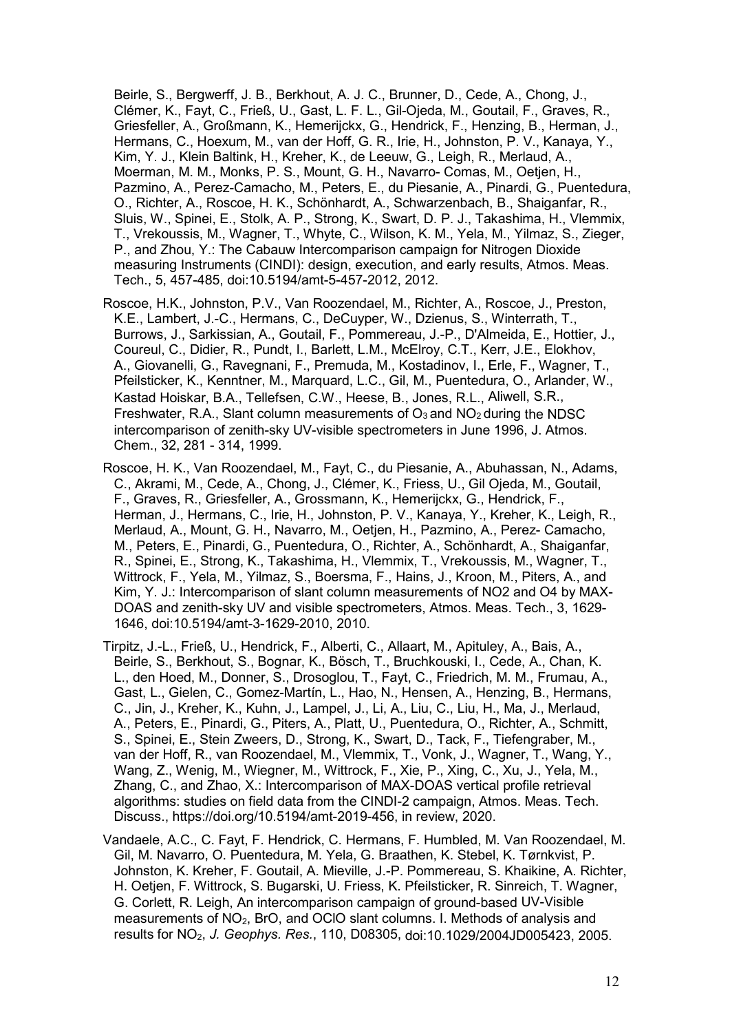Beirle, S., Bergwerff, J. B., Berkhout, A. J. C., Brunner, D., Cede, A., Chong, J., Clémer, K., Fayt, C., Frieß, U., Gast, L. F. L., Gil-Ojeda, M., Goutail, F., Graves, R., Griesfeller, A., Großmann, K., Hemerijckx, G., Hendrick, F., Henzing, B., Herman, J., Hermans, C., Hoexum, M., van der Hoff, G. R., Irie, H., Johnston, P. V., Kanaya, Y., Kim, Y. J., Klein Baltink, H., Kreher, K., de Leeuw, G., Leigh, R., Merlaud, A., Moerman, M. M., Monks, P. S., Mount, G. H., Navarro- Comas, M., Oetjen, H., Pazmino, A., Perez-Camacho, M., Peters, E., du Piesanie, A., Pinardi, G., Puentedura, O., Richter, A., Roscoe, H. K., Schönhardt, A., Schwarzenbach, B., Shaiganfar, R., Sluis, W., Spinei, E., Stolk, A. P., Strong, K., Swart, D. P. J., Takashima, H., Vlemmix, T., Vrekoussis, M., Wagner, T., Whyte, C., Wilson, K. M., Yela, M., Yilmaz, S., Zieger, P., and Zhou, Y.: The Cabauw Intercomparison campaign for Nitrogen Dioxide measuring Instruments (CINDI): design, execution, and early results, Atmos. Meas. Tech., 5, 457-485, doi:10.5194/amt-5-457-2012, 2012.

Roscoe, H.K., Johnston, P.V., Van Roozendael, M., Richter, A., Roscoe, J., Preston, K.E., Lambert, J.-C., Hermans, C., DeCuyper, W., Dzienus, S., Winterrath, T., Burrows, J., Sarkissian, A., Goutail, F., Pommereau, J.-P., D'Almeida, E., Hottier, J., Coureul, C., Didier, R., Pundt, I., Barlett, L.M., McElroy, C.T., Kerr, J.E., Elokhov, A., Giovanelli, G., Ravegnani, F., Premuda, M., Kostadinov, I., Erle, F., Wagner, T., Pfeilsticker, K., Kenntner, M., Marquard, L.C., Gil, M., Puentedura, O., Arlander, W., Kastad Hoiskar, B.A., Tellefsen, C.W., Heese, B., Jones, R.L., Aliwell, S.R., Freshwater, R.A., Slant column measurements of $O_3$ and $NO_2$ during the NDSC intercomparison of zenith-sky UV-visible spectrometers in June 1996, J. Atmos. Chem., 32, 281 - 314, 1999.

Roscoe, H. K., Van Roozendael, M., Fayt, C., du Piesanie, A., Abuhassan, N., Adams, C., Akrami, M., Cede, A., Chong, J., Clémer, K., Friess, U., Gil Ojeda, M., Goutail, F., Graves, R., Griesfeller, A., Grossmann, K., Hemerijckx, G., Hendrick, F., Herman, J., Hermans, C., Irie, H., Johnston, P. V., Kanaya, Y., Kreher, K., Leigh, R., Merlaud, A., Mount, G. H., Navarro, M., Oetjen, H., Pazmino, A., Perez- Camacho, M., Peters, E., Pinardi, G., Puentedura, O., Richter, A., Schönhardt, A., Shaiganfar, R., Spinei, E., Strong, K., Takashima, H., Vlemmix, T., Vrekoussis, M., Wagner, T., Wittrock, F., Yela, M., Yilmaz, S., Boersma, F., Hains, J., Kroon, M., Piters, A., and Kim, Y. J.: Intercomparison of slant column measurements of NO2 and O4 by MAX-DOAS and zenith-sky UV and visible spectrometers, Atmos. Meas. Tech., 3, 1629-1646, doi:10.5194/amt-3-1629-2010, 2010.

Tirpitz, J.-L., Frieß, U., Hendrick, F., Alberti, C., Allaart, M., Apituley, A., Bais, A., Beirle, S., Berkhout, S., Bognar, K., Bösch, T., Bruchkouski, I., Cede, A., Chan, K. L., den Hoed, M., Donner, S., Drosoglou, T., Fayt, C., Friedrich, M. M., Frumau, A., Gast, L., Gielen, C., Gomez-Martín, L., Hao, N., Hensen, A., Henzing, B., Hermans, C., Jin, J., Kreher, K., Kuhn, J., Lampel, J., Li, A., Liu, C., Liu, H., Ma, J., Merlaud, A., Peters, E., Pinardi, G., Puentedura, O., Richter, A., Schmitt, S., Spinei, E., Stein Zweers, D., Strong, K., Swart, D., Tack, F., Tiefengraber, M., van der Hoff, R., van Roozendael, M., Vlemmix, T., Vonk, J., Wagner, T., Wang, Y., Wang, Z., Wenig, M., Wiegner, M., Wittrock, F., Xie, P., Xing, C., Xu, J., Yela, M., Zhang, C., and Zhao, X.: Intercomparison of MAX-DOAS vertical profile retrieval algorithms: studies on field data from the CINDI-2 campaign, Atmos. Meas. Tech. Discuss., https://doi.org/10.5194/amt-2019-456, in review, 2020.

Vandaele, A.C., C. Fayt, F. Hendrick, C. Hermans, F. Humbled, M. Van Roozendael, M. Gil, M. Navarro, O. Puentedura, M. Yela, G. Braathen, K. Stebel, K. Tørnkvist, P. Johnston, K. Kreher, F. Goutail, A. Mieville, J.-P. Pommereau, S. Khaikine, A. Richter, H. Oetjen, F. Wittrock, S. Bugarski, U. Friess, K. Pfeilsticker, R. Sinreich, T. Wagner, G. Corlett, R. Leigh, An intercomparison campaign of ground-based UV-Visible measurements of $NO_2$, BrO, and OClO slant columns. I. Methods of analysis and results for $NO_2$, *J. Geophys. Res.*, 110, D08305, doi:10.1029/2004JD005423, 2005.